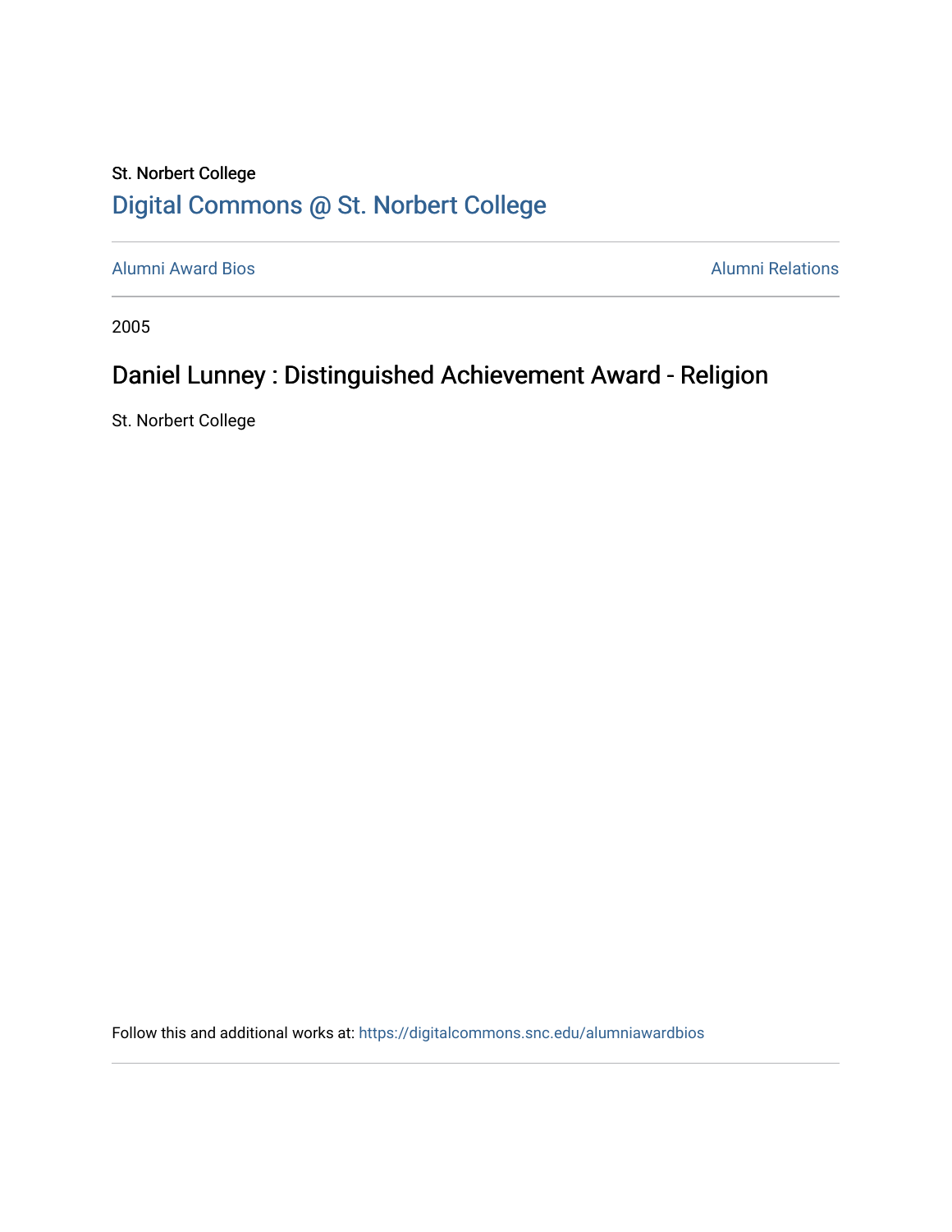St. Norbert College

# Digital Commons @ St. Norbert College

Alumni Award Bios

Alumni Relations

2005

## Daniel Lunney : Distinguished Achievement Award - Religion

St. Norbert College

Follow this and additional works at: https://digitalcommons.snc.edu/alumniawardbios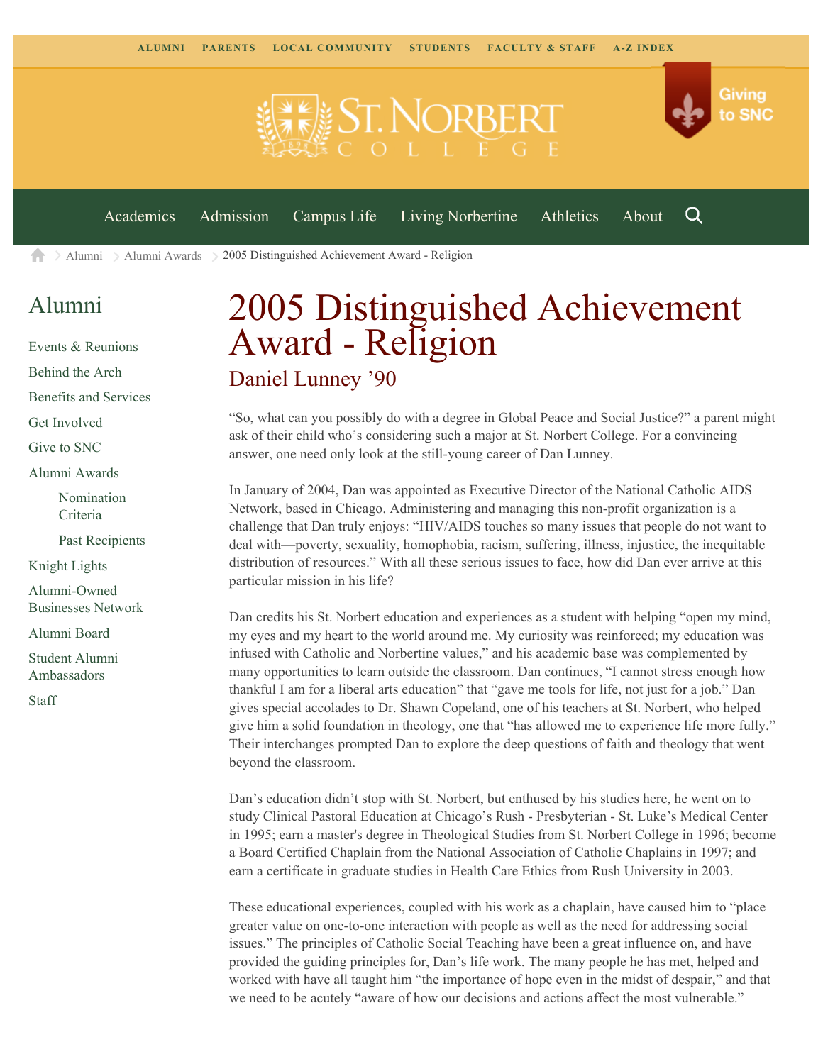ALUMNI PARENTS LOCAL COMMUNITY STUDENTS FACULTY & STAFF A-Z INDEX

Giving to SNC

Academics Admission Campus Life Living Norbertine Athletics About

Alumni > Alumni Awards > 2005 Distinguished Achievement Award - Religion

## Alumni

- Events & Reunions
- Behind the Arch
- Benefits and Services
- Get Involved
- Give to SNC
- Alumni Awards
  - Nomination Criteria
  - Past Recipients
- Knight Lights
- Alumni-Owned Businesses Network
- Alumni Board
- Student Alumni Ambassadors
- Staff

# 2005 Distinguished Achievement Award - Religion

## Daniel Lunney '90

"So, what can you possibly do with a degree in Global Peace and Social Justice?" a parent might ask of their child who's considering such a major at St. Norbert College. For a convincing answer, one need only look at the still-young career of Dan Lunney.

In January of 2004, Dan was appointed as Executive Director of the National Catholic AIDS Network, based in Chicago. Administering and managing this non-profit organization is a challenge that Dan truly enjoys: "HIV/AIDS touches so many issues that people do not want to deal with—poverty, sexuality, homophobia, racism, suffering, illness, injustice, the inequitable distribution of resources." With all these serious issues to face, how did Dan ever arrive at this particular mission in his life?

Dan credits his St. Norbert education and experiences as a student with helping "open my mind, my eyes and my heart to the world around me. My curiosity was reinforced; my education was infused with Catholic and Norbertine values," and his academic base was complemented by many opportunities to learn outside the classroom. Dan continues, "I cannot stress enough how thankful I am for a liberal arts education" that "gave me tools for life, not just for a job." Dan gives special accolades to Dr. Shawn Copeland, one of his teachers at St. Norbert, who helped give him a solid foundation in theology, one that "has allowed me to experience life more fully." Their interchanges prompted Dan to explore the deep questions of faith and theology that went beyond the classroom.

Dan's education didn't stop with St. Norbert, but enthused by his studies here, he went on to study Clinical Pastoral Education at Chicago's Rush - Presbyterian - St. Luke's Medical Center in 1995; earn a master's degree in Theological Studies from St. Norbert College in 1996; become a Board Certified Chaplain from the National Association of Catholic Chaplains in 1997; and earn a certificate in graduate studies in Health Care Ethics from Rush University in 2003.

These educational experiences, coupled with his work as a chaplain, have caused him to "place greater value on one-to-one interaction with people as well as the need for addressing social issues." The principles of Catholic Social Teaching have been a great influence on, and have provided the guiding principles for, Dan's life work. The many people he has met, helped and worked with have all taught him "the importance of hope even in the midst of despair," and that we need to be acutely "aware of how our decisions and actions affect the most vulnerable."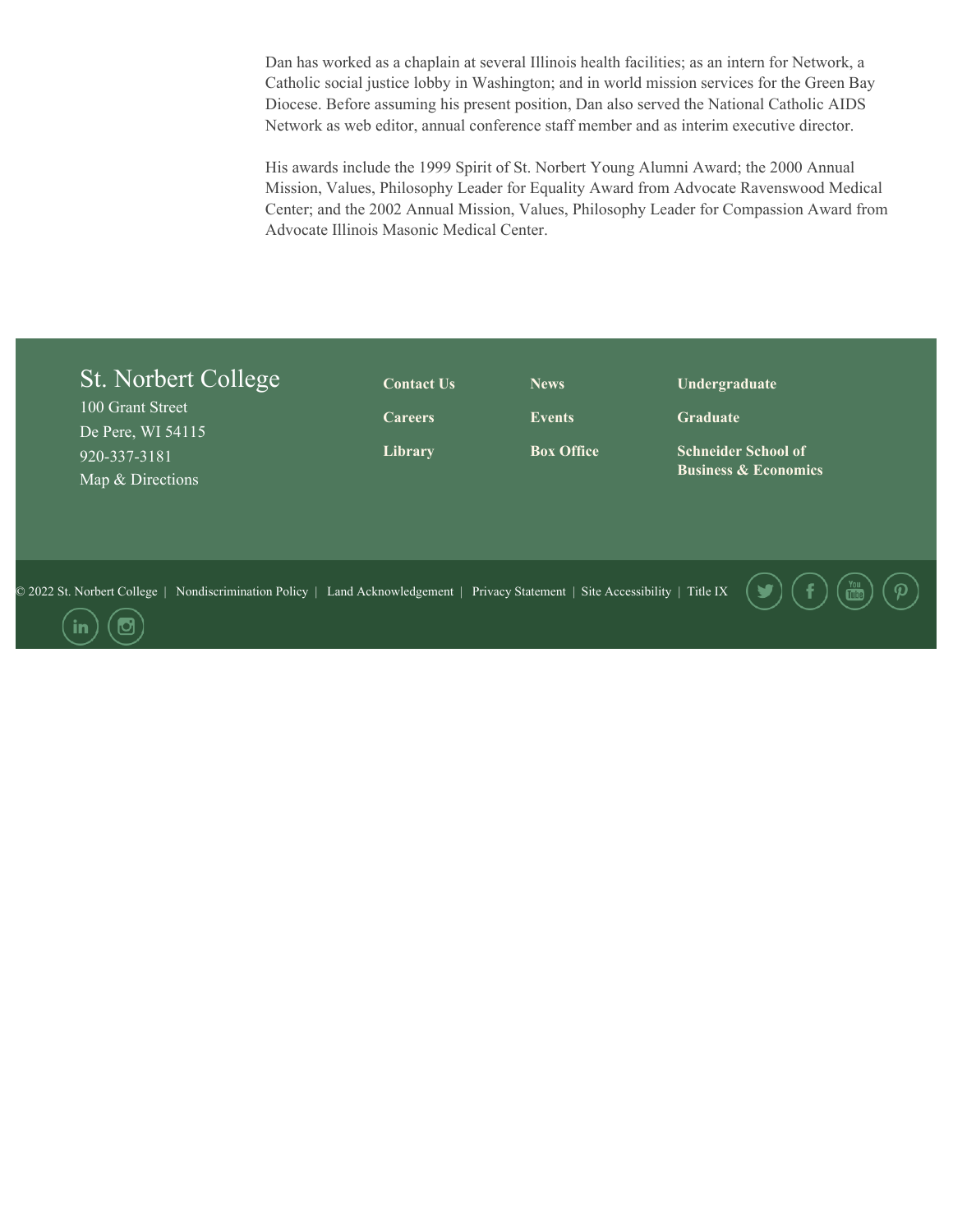Dan has worked as a chaplain at several Illinois health facilities; as an intern for Network, a Catholic social justice lobby in Washington; and in world mission services for the Green Bay Diocese. Before assuming his present position, Dan also served the National Catholic AIDS Network as web editor, annual conference staff member and as interim executive director.

His awards include the 1999 Spirit of St. Norbert Young Alumni Award; the 2000 Annual Mission, Values, Philosophy Leader for Equality Award from Advocate Ravenswood Medical Center; and the 2002 Annual Mission, Values, Philosophy Leader for Compassion Award from Advocate Illinois Masonic Medical Center.

St. Norbert College
100 Grant Street
De Pere, WI 54115
920-337-3181
Map & Directions

**Contact Us**
**Careers**
**Library**

**News**
**Events**
**Box Office**

**Undergraduate**
**Graduate**
**Schneider School of Business & Economics**

© 2022 St. Norbert College | Nondiscrimination Policy | Land Acknowledgement | Privacy Statement | Site Accessibility | Title IX